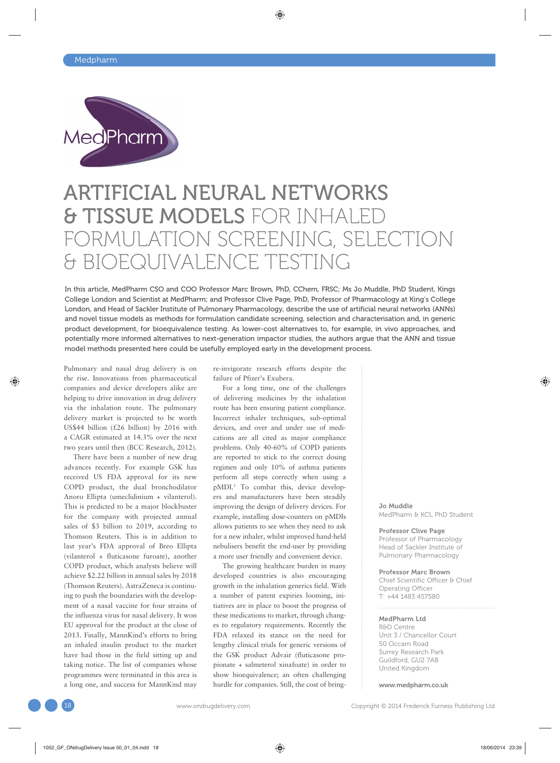# ARTIFICIAL NEURAL NETWORKS & TISSUE MODELS FOR INHALED FORMULATION SCREENING, SELECTION & BIOEQUIVALENCE TESTING

**In this article, MedPharm CSO and COO Professor Marc Brown, PhD, CChem, FRSC; Ms Jo Muddle, PhD Student, Kings College London and Scientist at MedPharm; and Professor Clive Page, PhD, Professor of Pharmacology at King's College London, and Head of Sackler Institute of Pulmonary Pharmacology, describe the use of artificial neural networks (ANNs) and novel tissue models as methods for formulation candidate screening, selection and characterisation and, in generic product development, for bioequivalence testing. As lower-cost alternatives to, for example, in vivo approaches, and potentially more informed alternatives to next-generation impactor studies, the authors argue that the ANN and tissue model methods presented here could be usefully employed early in the development process.**

Pulmonary and nasal drug delivery is on the rise. Innovations from pharmaceutical companies and device developers alike are helping to drive innovation in drug delivery via the inhalation route. The pulmonary delivery market is projected to be worth US$44 billion (£26 billion) by 2016 with a CAGR estimated at 14.3% over the next two years until then (BCC Research, 2012).

There have been a number of new drug advances recently. For example GSK has received US FDA approval for its new COPD product, the dual bronchodilator Anoro Ellipta (umeclidinium + vilanterol). This is predicted to be a major blockbuster for the company with projected annual sales of $3 billion to 2019, according to Thomson Reuters. This is in addition to last year's FDA approval of Breo Ellipta (vilanterol + fluticasone furoate), another COPD product, which analysts believe will achieve $2.22 billion in annual sales by 2018 (Thomson Reuters). AstraZeneca is continuing to push the boundaries with the development of a nasal vaccine for four strains of the influenza virus for nasal delivery. It won EU approval for the product at the close of 2013. Finally, MannKind's efforts to bring an inhaled insulin product to the market have had those in the field sitting up and taking notice. The list of companies whose programmes were terminated in this area is a long one, and success for MannKind may re-invigorate research efforts despite the failure of Pfizer's Exubera.

For a long time, one of the challenges of delivering medicines by the inhalation route has been ensuring patient compliance. Incorrect inhaler techniques, sub-optimal devices, and over and under use of medications are all cited as major compliance problems. Only 40-60% of COPD patients are reported to stick to the correct dosing regimen and only 10% of asthma patients perform all steps correctly when using a pMDI.[1] To combat this, device developers and manufacturers have been steadily improving the design of delivery devices. For example, installing dose-counters on pMDIs allows patients to see when they need to ask for a new inhaler, whilst improved hand-held nebulisers benefit the end-user by providing a more user friendly and convenient device.

The growing healthcare burden in many developed countries is also encouraging growth in the inhalation generics field. With a number of patent expiries looming, initiatives are in place to boost the progress of these medications to market, through changes to regulatory requirements. Recently the FDA relaxed its stance on the need for lengthy clinical trials for generic versions of the GSK product Advair (fluticasone propionate + salmeterol xinafoate) in order to show bioequivalence; an often challenging hurdle for companies. Still, the cost of bring-

**Jo Muddle**
MedPharm & KCL PhD Student

**Professor Clive Page**
Professor of Pharmacology
Head of Sackler Institute of Pulmonary Pharmacology

**Professor Marc Brown**
Chief Scientific Officer & Chief Operating Officer
T: +44 1483 457580

**MedPharm Ltd**
R&D Centre
Unit 3 / Chancellor Court
50 Occam Road
Surrey Research Park
Guildford, GU2 7AB
United Kingdom

**www.medpharm.co.uk**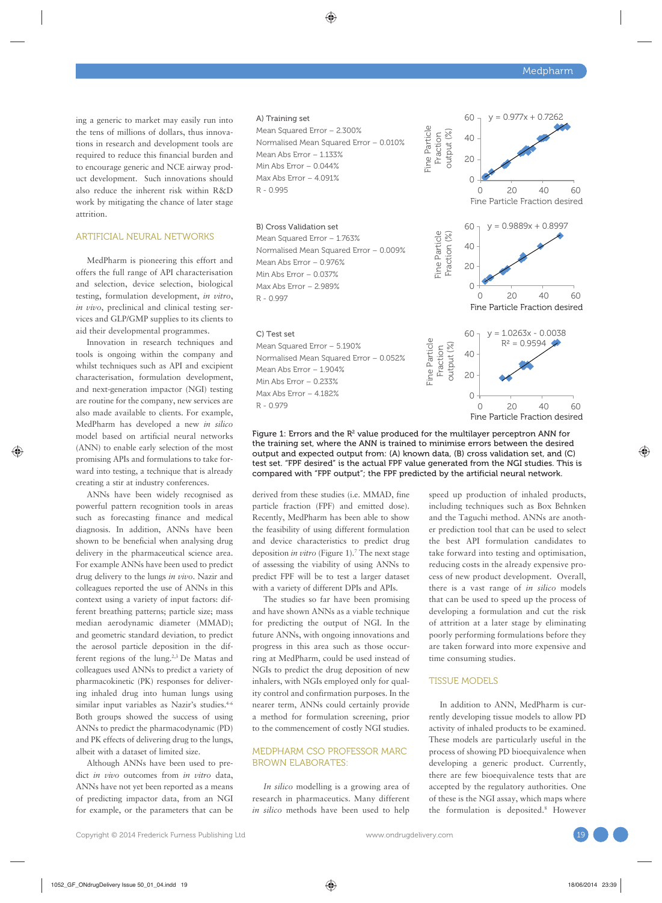ing a generic to market may easily run into the tens of millions of dollars, thus innovations in research and development tools are required to reduce this financial burden and to encourage generic and NCE airway product development. Such innovations should also reduce the inherent risk within R&D work by mitigating the chance of later stage attrition.

## ARTIFICIAL NEURAL NETWORKS

MedPharm is pioneering this effort and offers the full range of API characterisation and selection, device selection, biological testing, formulation development, *in vitro*, *in vivo*, preclinical and clinical testing services and GLP/GMP supplies to its clients to aid their developmental programmes.

Innovation in research techniques and tools is ongoing within the company and whilst techniques such as API and excipient characterisation, formulation development, and next-generation impactor (NGI) testing are routine for the company, new services are also made available to clients. For example, MedPharm has developed a new *in silico* model based on artificial neural networks (ANN) to enable early selection of the most promising APIs and formulations to take forward into testing, a technique that is already creating a stir at industry conferences.

ANNs have been widely recognised as powerful pattern recognition tools in areas such as forecasting finance and medical diagnosis. In addition, ANNs have been shown to be beneficial when analysing drug delivery in the pharmaceutical science area. For example ANNs have been used to predict drug delivery to the lungs *in vivo*. Nazir and colleagues reported the use of ANNs in this context using a variety of input factors: different breathing patterns; particle size; mass median aerodynamic diameter (MMAD); and geometric standard deviation, to predict the aerosol particle deposition in the different regions of the lung.[2,3] De Matas and colleagues used ANNs to predict a variety of pharmacokinetic (PK) responses for delivering inhaled drug into human lungs using similar input variables as Nazir's studies.[4-6] Both groups showed the success of using ANNs to predict the pharmacodynamic (PD) and PK effects of delivering drug to the lungs, albeit with a dataset of limited size.

Although ANNs have been used to predict *in vivo* outcomes from *in vitro* data, ANNs have not yet been reported as a means of predicting impactor data, from an NGI for example, or the parameters that can be derived from these studies (i.e. MMAD, fine particle fraction (FPF) and emitted dose). Recently, MedPharm has been able to show the feasibility of using different formulation and device characteristics to predict drug deposition *in vitro* (Figure 1).[7] The next stage of assessing the viability of using ANNs to predict FPF will be to test a larger dataset with a variety of different DPIs and APIs.

The studies so far have been promising and have shown ANNs as a viable technique for predicting the output of NGI. In the future ANNs, with ongoing innovations and progress in this area such as those occurring at MedPharm, could be used instead of NGIs to predict the drug deposition of new inhalers, with NGIs employed only for quality control and confirmation purposes. In the nearer term, ANNs could certainly provide a method for formulation screening, prior to the commencement of costly NGI studies.

A) Training set
Mean Squared Error – 2.300%
Normalised Mean Squared Error – 0.010%
Mean Abs Error – 1.133%
Min Abs Error – 0.044%
Max Abs Error – 4.091%
R - 0.995

(Plot: Fine Particle Fraction output (%) vs Fine Particle Fraction desired; $y = 0.977x + 0.7262$)

B) Cross Validation set
Mean Squared Error – 1.763%
Normalised Mean Squared Error – 0.009%
Mean Abs Error – 0.976%
Min Abs Error – 0.037%
Max Abs Error – 2.989%
R - 0.997

(Plot: Fine Particle Fraction (%) vs Fine Particle Fraction desired; $y = 0.9889x + 0.8997$)

C) Test set
Mean Squared Error – 5.190%
Normalised Mean Squared Error – 0.052%
Mean Abs Error – 1.904%
Min Abs Error – 0.233%
Max Abs Error – 4.182%
R - 0.979

(Plot: Fine Particle Fraction output (%) vs Fine Particle Fraction desired; $y = 1.0263x - 0.0038$, $R^2 = 0.9594$)

Figure 1: Errors and the $R^2$ value produced for the multilayer perceptron ANN for the training set, where the ANN is trained to minimise errors between the desired output and expected output from: (A) known data, (B) cross validation set, and (C) test set. "FPF desired" is the actual FPF value generated from the NGI studies. This is compared with "FPF output"; the FPF predicted by the artificial neural network.

## MEDPHARM CSO PROFESSOR MARC BROWN ELABORATES:

*In silico* modelling is a growing area of research in pharmaceutics. Many different *in silico* methods have been used to help speed up production of inhaled products, including techniques such as Box Behnken and the Taguchi method. ANNs are another prediction tool that can be used to select the best API formulation candidates to take forward into testing and optimisation, reducing costs in the already expensive process of new product development. Overall, there is a vast range of *in silico* models that can be used to speed up the process of developing a formulation and cut the risk of attrition at a later stage by eliminating poorly performing formulations before they are taken forward into more expensive and time consuming studies.

## TISSUE MODELS

In addition to ANN, MedPharm is currently developing tissue models to allow PD activity of inhaled products to be examined. These models are particularly useful in the process of showing PD bioequivalence when developing a generic product. Currently, there are few bioequivalence tests that are accepted by the regulatory authorities. One of these is the NGI assay, which maps where the formulation is deposited.[8] However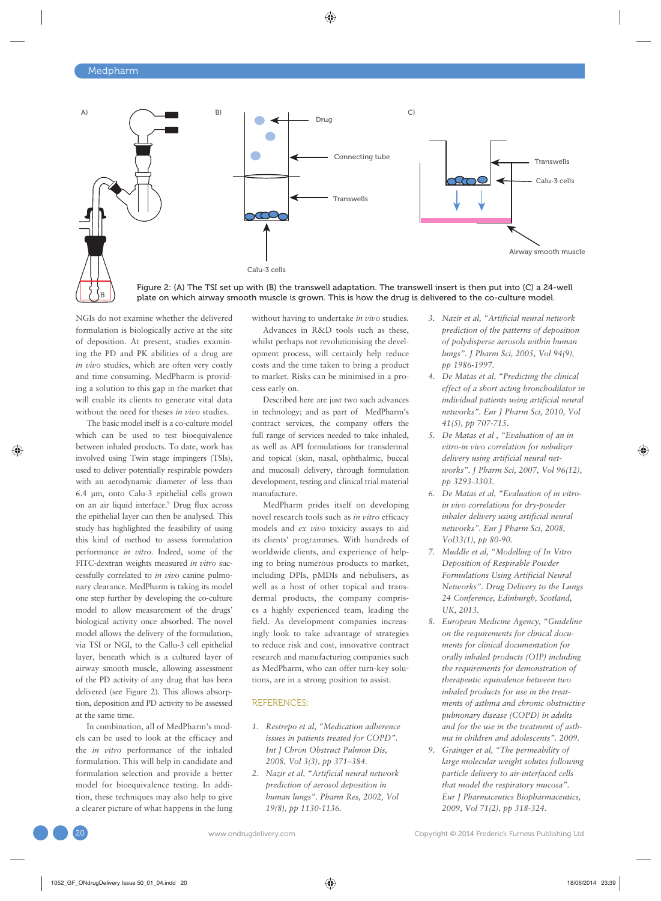Figure 2: (A) The TSI set up with (B) the transwell adaptation. The transwell insert is then put into (C) a 24-well plate on which airway smooth muscle is grown. This is how the drug is delivered to the co-culture model.

NGIs do not examine whether the delivered formulation is biologically active at the site of deposition. At present, studies examining the PD and PK abilities of a drug are *in vivo* studies, which are often very costly and time consuming. MedPharm is providing a solution to this gap in the market that will enable its clients to generate vital data without the need for theses *in vivo* studies.

The basic model itself is a co-culture model which can be used to test bioequivalence between inhaled products. To date, work has involved using Twin stage impingers (TSIs), used to deliver potentially respirable powders with an aerodynamic diameter of less than 6.4 µm, onto Calu-3 epithelial cells grown on an air liquid interface.[9] Drug flux across the epithelial layer can then be analysed. This study has highlighted the feasibility of using this kind of method to assess formulation performance *in vitro*. Indeed, some of the FITC-dextran weights measured *in vitro* successfully correlated to *in vivo* canine pulmonary clearance. MedPharm is taking its model one step further by developing the co-culture model to allow measurement of the drugs' biological activity once absorbed. The novel model allows the delivery of the formulation, via TSI or NGI, to the Callu-3 cell epithelial layer, beneath which is a cultured layer of airway smooth muscle, allowing assessment of the PD activity of any drug that has been delivered (see Figure 2). This allows absorption, deposition and PD activity to be assessed at the same time.

In combination, all of MedPharm's models can be used to look at the efficacy and the *in vitro* performance of the inhaled formulation. This will help in clinical candidate and formulation selection and provide a better model for bioequivalence testing. In addition, these techniques may also help to give a clearer picture of what happens in the lung without having to undertake *in vivo* studies.

Advances in R&D tools such as these, whilst perhaps not revolutionising the development process, will certainly help reduce costs and the time taken to bring a product to market. Risks can be minimised in a process early on.

Described here are just two such advances in technology; and as part of MedPharm's contract services, the company offers the full range of services needed to take inhaled, as well as API formulations for transdermal and topical (skin, nasal, ophthalmic, buccal and mucosal) delivery, through formulation development, testing and clinical trial material manufacture.

MedPharm prides itself on developing novel research tools such as *in vitro* efficacy models and *ex vivo* toxicity assays to aid its clients' programmes. With hundreds of worldwide clients, and experience of helping to bring numerous products to market, including DPIs, pMDIs and nebulisers, as well as a host of other topical and transdermal products, the company comprises a highly experienced team, leading the field. As development companies increasingly look to take advantage of strategies to reduce risk and cost, innovative contract research and manufacturing companies such as MedPharm, who can offer turn-key solutions, are in a strong position to assist.

## REFERENCES:

1. *Restrepo et al, "Medication adherence issues in patients treated for COPD". Int J Chron Obstruct Pulmon Dis, 2008, Vol 3(3), pp 371–384.*
2. *Nazir et al, "Artificial neural network prediction of aerosol deposition in human lungs". Pharm Res, 2002, Vol 19(8), pp 1130-1136.*
3. *Nazir et al, "Artificial neural network prediction of the patterns of deposition of polydisperse aerosols within human lungs". J Pharm Sci, 2005, Vol 94(9), pp 1986-1997.*
4. *De Matas et al, "Predicting the clinical effect of a short acting bronchodilator in individual patients using artificial neural networks". Eur J Pharm Sci, 2010, Vol 41(5), pp 707-715.*
5. *De Matas et al , "Evaluation of an in vitro-in vivo correlation for nebulizer delivery using artificial neural networks". J Pharm Sci, 2007, Vol 96(12), pp 3293-3303.*
6. *De Matas et al, "Evaluation of in vitro-in vivo correlations for dry-powder inhaler delivery using artificial neural networks". Eur J Pharm Sci, 2008, Vol33(1), pp 80-90.*
7. *Muddle et al, "Modelling of In Vitro Deposition of Respirable Powder Formulations Using Artificial Neural Networks". Drug Delivery to the Lungs 24 Conference, Edinburgh, Scotland, UK, 2013.*
8. *European Medicine Agency, "Guideline on the requirements for clinical documentation for orally inhaled products (OIP) including the requirements for demonstration of therapeutic equivalence between two inhaled products for use in the treatments of asthma and chronic obstructive pulmonary disease (COPD) in adults and for the use in the treatment of asthma in children and adolescents". 2009.*
9. *Grainger et al, "The permeability of large molecular weight solutes following particle delivery to air-interfaced cells that model the respiratory mucosa". Eur J Pharmaceutics Biopharmaceutics, 2009, Vol 71(2), pp 318-324.*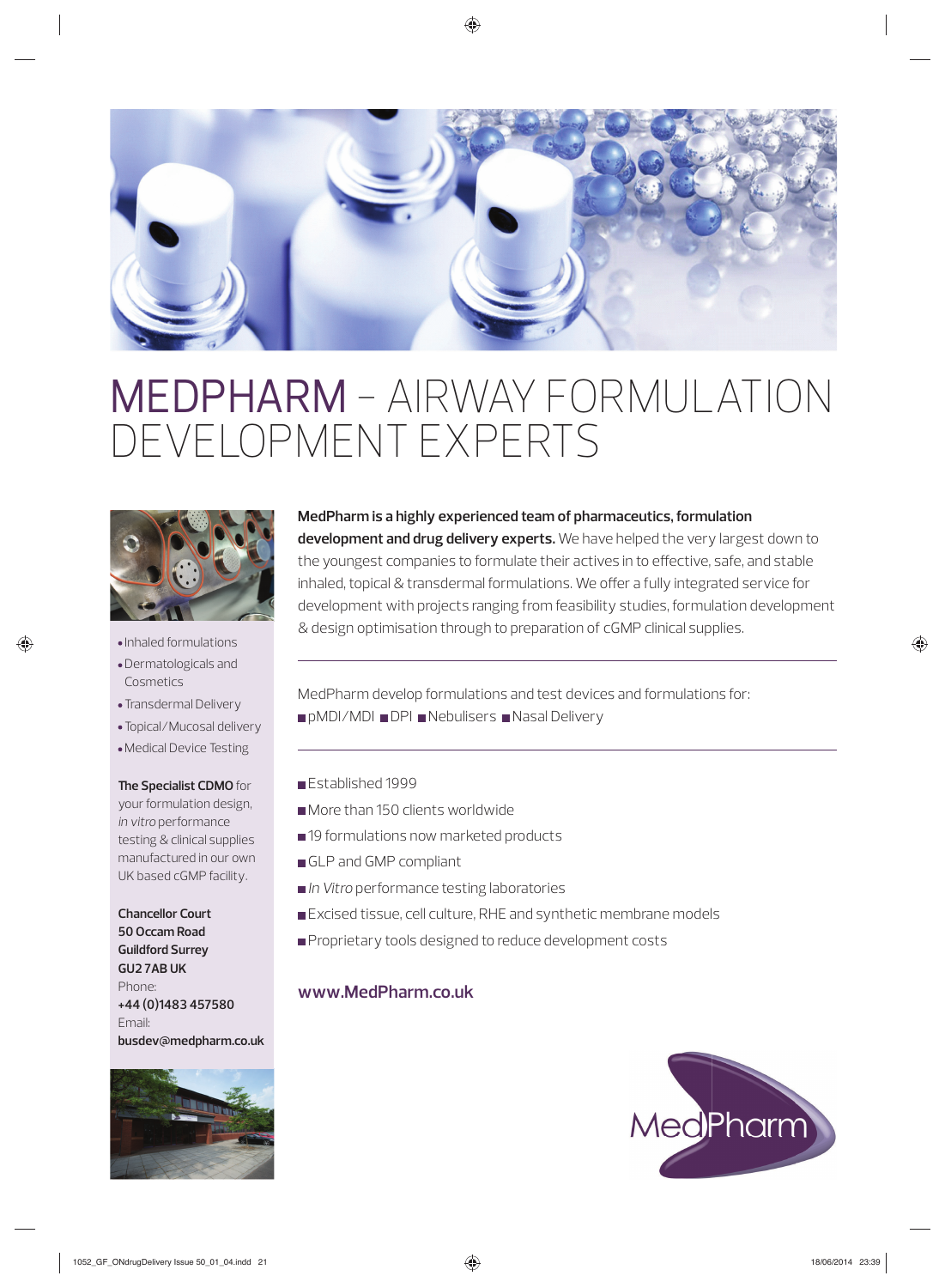# MEDPHARM – AIRWAY FORMULATION DEVELOPMENT EXPERTS

- Inhaled formulations
- Dermatologicals and Cosmetics
- Transdermal Delivery
- Topical/Mucosal delivery
- Medical Device Testing

**The Specialist CDMO** for your formulation design, *in vitro* performance testing & clinical supplies manufactured in our own UK based cGMP facility.

**Chancellor Court**
**50 Occam Road**
**Guildford Surrey**
**GU2 7AB UK**
Phone:
**+44 (0)1483 457580**
Email:
**busdev@medpharm.co.uk**

**MedPharm is a highly experienced team of pharmaceutics, formulation development and drug delivery experts.** We have helped the very largest down to the youngest companies to formulate their actives in to effective, safe, and stable inhaled, topical & transdermal formulations. We offer a fully integrated service for development with projects ranging from feasibility studies, formulation development & design optimisation through to preparation of cGMP clinical supplies.

---

MedPharm develop formulations and test devices and formulations for:
■ pMDI/MDI ■ DPI ■ Nebulisers ■ Nasal Delivery

---

- Established 1999
- More than 150 clients worldwide
- 19 formulations now marketed products
- GLP and GMP compliant
- *In Vitro* performance testing laboratories
- Excised tissue, cell culture, RHE and synthetic membrane models
- Proprietary tools designed to reduce development costs

**www.MedPharm.co.uk**

MedPharm